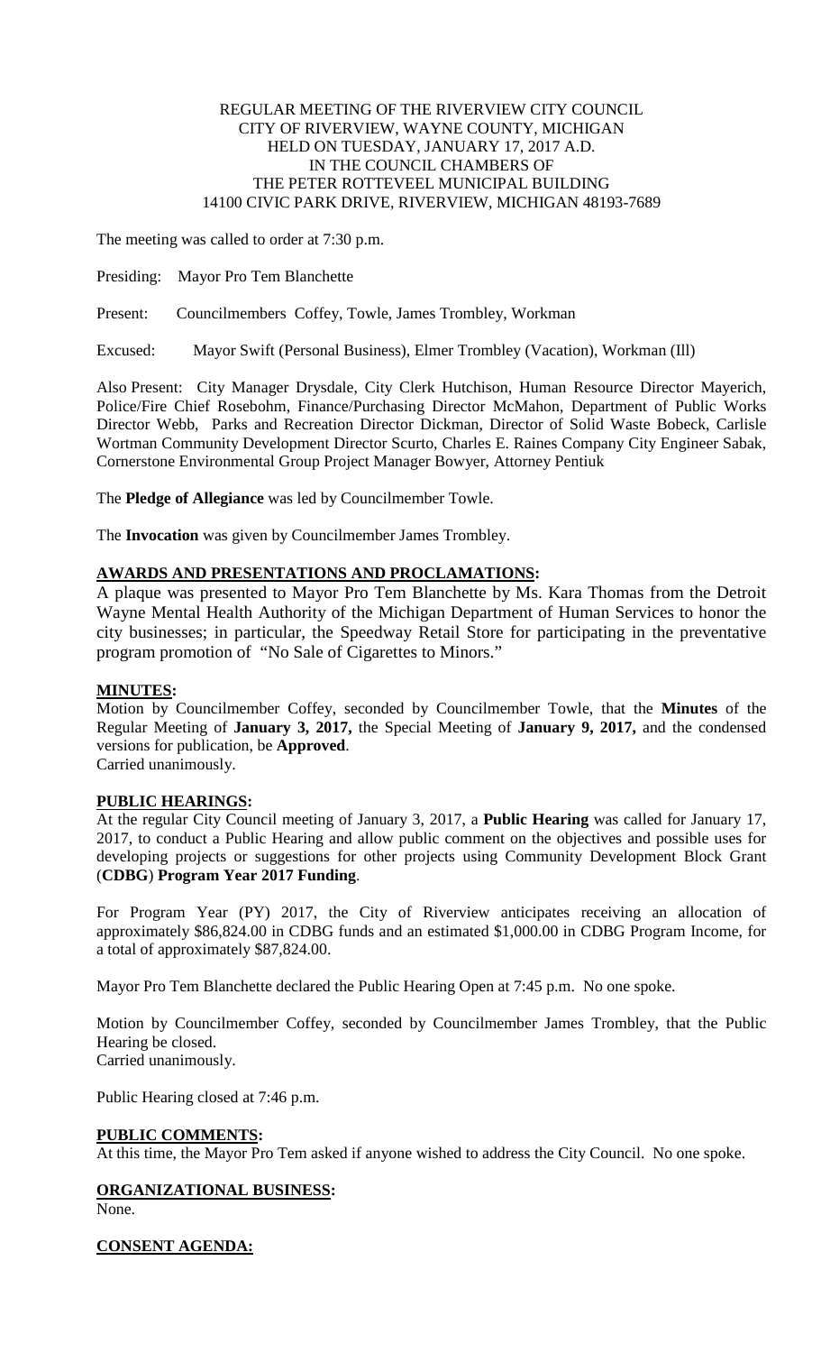# REGULAR MEETING OF THE RIVERVIEW CITY COUNCIL
# CITY OF RIVERVIEW, WAYNE COUNTY, MICHIGAN
# HELD ON TUESDAY, JANUARY 17, 2017 A.D.
# IN THE COUNCIL CHAMBERS OF
# THE PETER ROTTEVEEL MUNICIPAL BUILDING
# 14100 CIVIC PARK DRIVE, RIVERVIEW, MICHIGAN 48193-7689

The meeting was called to order at 7:30 p.m.

Presiding: Mayor Pro Tem Blanchette

Present: Councilmembers Coffey, Towle, James Trombley, Workman

Excused: Mayor Swift (Personal Business), Elmer Trombley (Vacation), Workman (Ill)

Also Present: City Manager Drysdale, City Clerk Hutchison, Human Resource Director Mayerich, Police/Fire Chief Rosebohm, Finance/Purchasing Director McMahon, Department of Public Works Director Webb, Parks and Recreation Director Dickman, Director of Solid Waste Bobeck, Carlisle Wortman Community Development Director Scurto, Charles E. Raines Company City Engineer Sabak, Cornerstone Environmental Group Project Manager Bowyer, Attorney Pentiuk

The **Pledge of Allegiance** was led by Councilmember Towle.

The **Invocation** was given by Councilmember James Trombley.

## AWARDS AND PRESENTATIONS AND PROCLAMATIONS:

A plaque was presented to Mayor Pro Tem Blanchette by Ms. Kara Thomas from the Detroit Wayne Mental Health Authority of the Michigan Department of Human Services to honor the city businesses; in particular, the Speedway Retail Store for participating in the preventative program promotion of "No Sale of Cigarettes to Minors."

## MINUTES:

Motion by Councilmember Coffey, seconded by Councilmember Towle, that the **Minutes** of the Regular Meeting of **January 3, 2017,** the Special Meeting of **January 9, 2017,** and the condensed versions for publication, be **Approved**.
Carried unanimously.

## PUBLIC HEARINGS:

At the regular City Council meeting of January 3, 2017, a **Public Hearing** was called for January 17, 2017, to conduct a Public Hearing and allow public comment on the objectives and possible uses for developing projects or suggestions for other projects using Community Development Block Grant (**CDBG**) **Program Year 2017 Funding**.

For Program Year (PY) 2017, the City of Riverview anticipates receiving an allocation of approximately $86,824.00 in CDBG funds and an estimated $1,000.00 in CDBG Program Income, for a total of approximately $87,824.00.

Mayor Pro Tem Blanchette declared the Public Hearing Open at 7:45 p.m. No one spoke.

Motion by Councilmember Coffey, seconded by Councilmember James Trombley, that the Public Hearing be closed.
Carried unanimously.

Public Hearing closed at 7:46 p.m.

## PUBLIC COMMENTS:

At this time, the Mayor Pro Tem asked if anyone wished to address the City Council. No one spoke.

## ORGANIZATIONAL BUSINESS:

None.

## CONSENT AGENDA: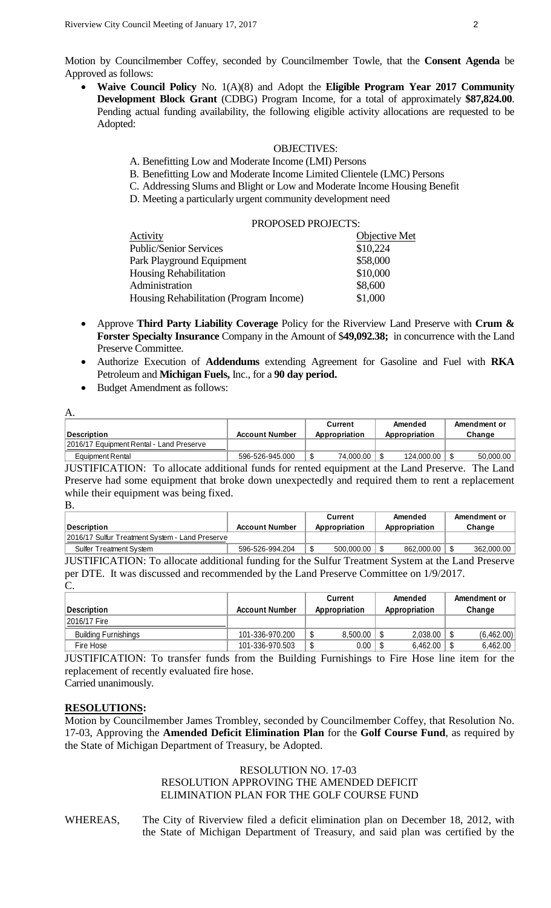Motion by Councilmember Coffey, seconded by Councilmember Towle, that the **Consent Agenda** be Approved as follows:

- **Waive Council Policy** No. 1(A)(8) and Adopt the **Eligible Program Year 2017 Community Development Block Grant** (CDBG) Program Income, for a total of approximately **$87,824.00**. Pending actual funding availability, the following eligible activity allocations are requested to be Adopted:

OBJECTIVES:

A. Benefitting Low and Moderate Income (LMI) Persons
B. Benefitting Low and Moderate Income Limited Clientele (LMC) Persons
C. Addressing Slums and Blight or Low and Moderate Income Housing Benefit
D. Meeting a particularly urgent community development need

PROPOSED PROJECTS:

| Activity | Objective Met |
|---|---|
| Public/Senior Services | $10,224 |
| Park Playground Equipment | $58,000 |
| Housing Rehabilitation | $10,000 |
| Administration | $8,600 |
| Housing Rehabilitation (Program Income) | $1,000 |

- Approve **Third Party Liability Coverage** Policy for the Riverview Land Preserve with **Crum & Forster Specialty Insurance** Company in the Amount of $**49,092.38;** in concurrence with the Land Preserve Committee.
- Authorize Execution of **Addendums** extending Agreement for Gasoline and Fuel with **RKA** Petroleum and **Michigan Fuels,** Inc., for a **90 day period.**
- Budget Amendment as follows:

A.

| Description | Account Number | Current Appropriation | Amended Appropriation | Amendment or Change |
|---|---|---|---|---|
| 2016/17 Equipment Rental - Land Preserve | | | | |
| Equipment Rental | 596-526-945.000 | $ 74,000.00 | $ 124,000.00 | $ 50,000.00 |

JUSTIFICATION: To allocate additional funds for rented equipment at the Land Preserve. The Land Preserve had some equipment that broke down unexpectedly and required them to rent a replacement while their equipment was being fixed.

B.

| Description | Account Number | Current Appropriation | Amended Appropriation | Amendment or Change |
|---|---|---|---|---|
| 2016/17 Sulfur Treatment System - Land Preserve | | | | |
| Sulfer Treatment System | 596-526-994.204 | $ 500,000.00 | $ 862,000.00 | $ 362,000.00 |

JUSTIFICATION: To allocate additional funding for the Sulfur Treatment System at the Land Preserve per DTE. It was discussed and recommended by the Land Preserve Committee on 1/9/2017.

C.

| Description | Account Number | Current Appropriation | Amended Appropriation | Amendment or Change |
|---|---|---|---|---|
| 2016/17 Fire | | | | |
| Building Furnishings | 101-336-970.200 | $ 8,500.00 | $ 2,038.00 | $ (6,462.00) |
| Fire Hose | 101-336-970.503 | $ 0.00 | $ 6,462.00 | $ 6,462.00 |

JUSTIFICATION: To transfer funds from the Building Furnishings to Fire Hose line item for the replacement of recently evaluated fire hose.

Carried unanimously.

## RESOLUTIONS:

Motion by Councilmember James Trombley, seconded by Councilmember Coffey, that Resolution No. 17-03, Approving the **Amended Deficit Elimination Plan** for the **Golf Course Fund**, as required by the State of Michigan Department of Treasury, be Adopted.

RESOLUTION NO. 17-03
RESOLUTION APPROVING THE AMENDED DEFICIT ELIMINATION PLAN FOR THE GOLF COURSE FUND

WHEREAS, The City of Riverview filed a deficit elimination plan on December 18, 2012, with the State of Michigan Department of Treasury, and said plan was certified by the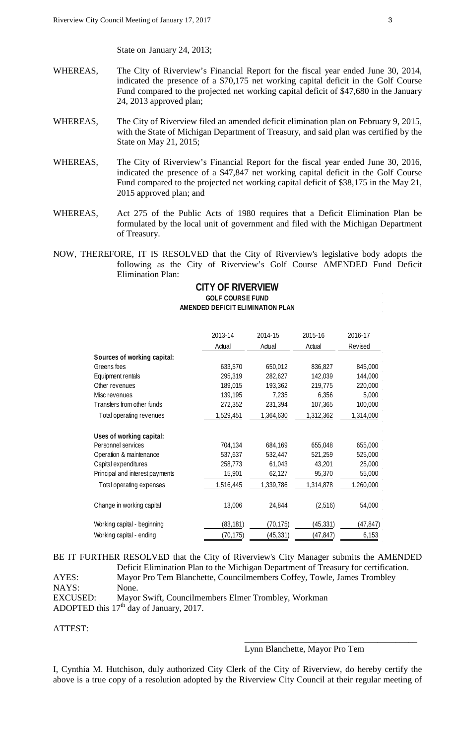State on January 24, 2013;

WHEREAS, The City of Riverview's Financial Report for the fiscal year ended June 30, 2014, indicated the presence of a $70,175 net working capital deficit in the Golf Course Fund compared to the projected net working capital deficit of $47,680 in the January 24, 2013 approved plan;

WHEREAS, The City of Riverview filed an amended deficit elimination plan on February 9, 2015, with the State of Michigan Department of Treasury, and said plan was certified by the State on May 21, 2015;

WHEREAS, The City of Riverview's Financial Report for the fiscal year ended June 30, 2016, indicated the presence of a $47,847 net working capital deficit in the Golf Course Fund compared to the projected net working capital deficit of $38,175 in the May 21, 2015 approved plan; and

WHEREAS, Act 275 of the Public Acts of 1980 requires that a Deficit Elimination Plan be formulated by the local unit of government and filed with the Michigan Department of Treasury.

NOW, THEREFORE, IT IS RESOLVED that the City of Riverview's legislative body adopts the following as the City of Riverview's Golf Course AMENDED Fund Deficit Elimination Plan:

## CITY OF RIVERVIEW

### GOLF COURSE FUND

### AMENDED DEFICIT ELIMINATION PLAN

| | 2013-14 Actual | 2014-15 Actual | 2015-16 Actual | 2016-17 Revised |
|---|---|---|---|---|
| **Sources of working capital:** | | | | |
| Greens fees | 633,570 | 650,012 | 836,827 | 845,000 |
| Equipment rentals | 295,319 | 282,627 | 142,039 | 144,000 |
| Other revenues | 189,015 | 193,362 | 219,775 | 220,000 |
| Misc revenues | 139,195 | 7,235 | 6,356 | 5,000 |
| Transfers from other funds | 272,352 | 231,394 | 107,365 | 100,000 |
| Total operating revenues | 1,529,451 | 1,364,630 | 1,312,362 | 1,314,000 |
| **Uses of working capital:** | | | | |
| Personnel services | 704,134 | 684,169 | 655,048 | 655,000 |
| Operation & maintenance | 537,637 | 532,447 | 521,259 | 525,000 |
| Capital expenditures | 258,773 | 61,043 | 43,201 | 25,000 |
| Principal and interest payments | 15,901 | 62,127 | 95,370 | 55,000 |
| Total operating expenses | 1,516,445 | 1,339,786 | 1,314,878 | 1,260,000 |
| Change in working capital | 13,006 | 24,844 | (2,516) | 54,000 |
| Working capital - beginning | (83,181) | (70,175) | (45,331) | (47,847) |
| Working capital - ending | (70,175) | (45,331) | (47,847) | 6,153 |

BE IT FURTHER RESOLVED that the City of Riverview's City Manager submits the AMENDED Deficit Elimination Plan to the Michigan Department of Treasury for certification.

AYES: Mayor Pro Tem Blanchette, Councilmembers Coffey, Towle, James Trombley

NAYS: None.

EXCUSED: Mayor Swift, Councilmembers Elmer Trombley, Workman

ADOPTED this 17th day of January, 2017.

ATTEST:

\_\_\_\_\_\_\_\_\_\_\_\_\_\_\_\_\_\_\_\_\_\_\_\_\_\_\_\_\_\_\_\_\_\_\_\_\_\_\_\_

Lynn Blanchette, Mayor Pro Tem

I, Cynthia M. Hutchison, duly authorized City Clerk of the City of Riverview, do hereby certify the above is a true copy of a resolution adopted by the Riverview City Council at their regular meeting of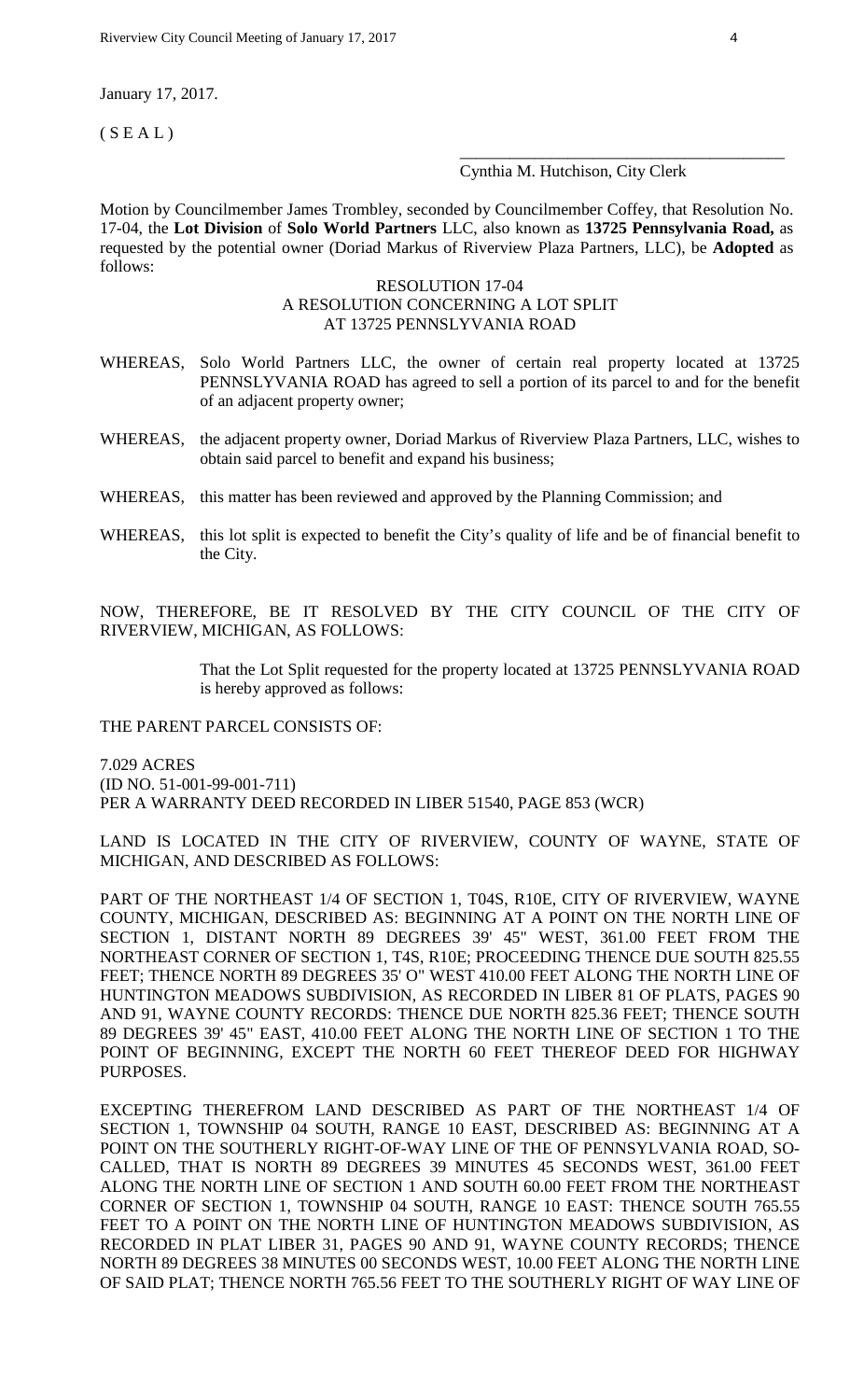January 17, 2017.

( S E A L )

\_\_\_\_\_\_\_\_\_\_\_\_\_\_\_\_\_\_\_\_\_\_\_\_\_\_\_\_\_\_\_\_\_\_\_\_\_\_\_\_

Cynthia M. Hutchison, City Clerk

Motion by Councilmember James Trombley, seconded by Councilmember Coffey, that Resolution No. 17-04, the **Lot Division** of **Solo World Partners** LLC, also known as **13725 Pennsylvania Road,** as requested by the potential owner (Doriad Markus of Riverview Plaza Partners, LLC), be **Adopted** as follows:

RESOLUTION 17-04
A RESOLUTION CONCERNING A LOT SPLIT
AT 13725 PENNSLYVANIA ROAD

WHEREAS, Solo World Partners LLC, the owner of certain real property located at 13725 PENNSLYVANIA ROAD has agreed to sell a portion of its parcel to and for the benefit of an adjacent property owner;

WHEREAS, the adjacent property owner, Doriad Markus of Riverview Plaza Partners, LLC, wishes to obtain said parcel to benefit and expand his business;

WHEREAS, this matter has been reviewed and approved by the Planning Commission; and

WHEREAS, this lot split is expected to benefit the City's quality of life and be of financial benefit to the City.

NOW, THEREFORE, BE IT RESOLVED BY THE CITY COUNCIL OF THE CITY OF RIVERVIEW, MICHIGAN, AS FOLLOWS:

That the Lot Split requested for the property located at 13725 PENNSLYVANIA ROAD is hereby approved as follows:

THE PARENT PARCEL CONSISTS OF:

7.029 ACRES
(ID NO. 51-001-99-001-711)
PER A WARRANTY DEED RECORDED IN LIBER 51540, PAGE 853 (WCR)

LAND IS LOCATED IN THE CITY OF RIVERVIEW, COUNTY OF WAYNE, STATE OF MICHIGAN, AND DESCRIBED AS FOLLOWS:

PART OF THE NORTHEAST 1/4 OF SECTION 1, T04S, R10E, CITY OF RIVERVIEW, WAYNE COUNTY, MICHIGAN, DESCRIBED AS: BEGINNING AT A POINT ON THE NORTH LINE OF SECTION 1, DISTANT NORTH 89 DEGREES 39' 45" WEST, 361.00 FEET FROM THE NORTHEAST CORNER OF SECTION 1, T4S, R10E; PROCEEDING THENCE DUE SOUTH 825.55 FEET; THENCE NORTH 89 DEGREES 35' O" WEST 410.00 FEET ALONG THE NORTH LINE OF HUNTINGTON MEADOWS SUBDIVISION, AS RECORDED IN LIBER 81 OF PLATS, PAGES 90 AND 91, WAYNE COUNTY RECORDS: THENCE DUE NORTH 825.36 FEET; THENCE SOUTH 89 DEGREES 39' 45" EAST, 410.00 FEET ALONG THE NORTH LINE OF SECTION 1 TO THE POINT OF BEGINNING, EXCEPT THE NORTH 60 FEET THEREOF DEED FOR HIGHWAY PURPOSES.

EXCEPTING THEREFROM LAND DESCRIBED AS PART OF THE NORTHEAST 1/4 OF SECTION 1, TOWNSHIP 04 SOUTH, RANGE 10 EAST, DESCRIBED AS: BEGINNING AT A POINT ON THE SOUTHERLY RIGHT-OF-WAY LINE OF THE OF PENNSYLVANIA ROAD, SO-CALLED, THAT IS NORTH 89 DEGREES 39 MINUTES 45 SECONDS WEST, 361.00 FEET ALONG THE NORTH LINE OF SECTION 1 AND SOUTH 60.00 FEET FROM THE NORTHEAST CORNER OF SECTION 1, TOWNSHIP 04 SOUTH, RANGE 10 EAST: THENCE SOUTH 765.55 FEET TO A POINT ON THE NORTH LINE OF HUNTINGTON MEADOWS SUBDIVISION, AS RECORDED IN PLAT LIBER 31, PAGES 90 AND 91, WAYNE COUNTY RECORDS; THENCE NORTH 89 DEGREES 38 MINUTES 00 SECONDS WEST, 10.00 FEET ALONG THE NORTH LINE OF SAID PLAT; THENCE NORTH 765.56 FEET TO THE SOUTHERLY RIGHT OF WAY LINE OF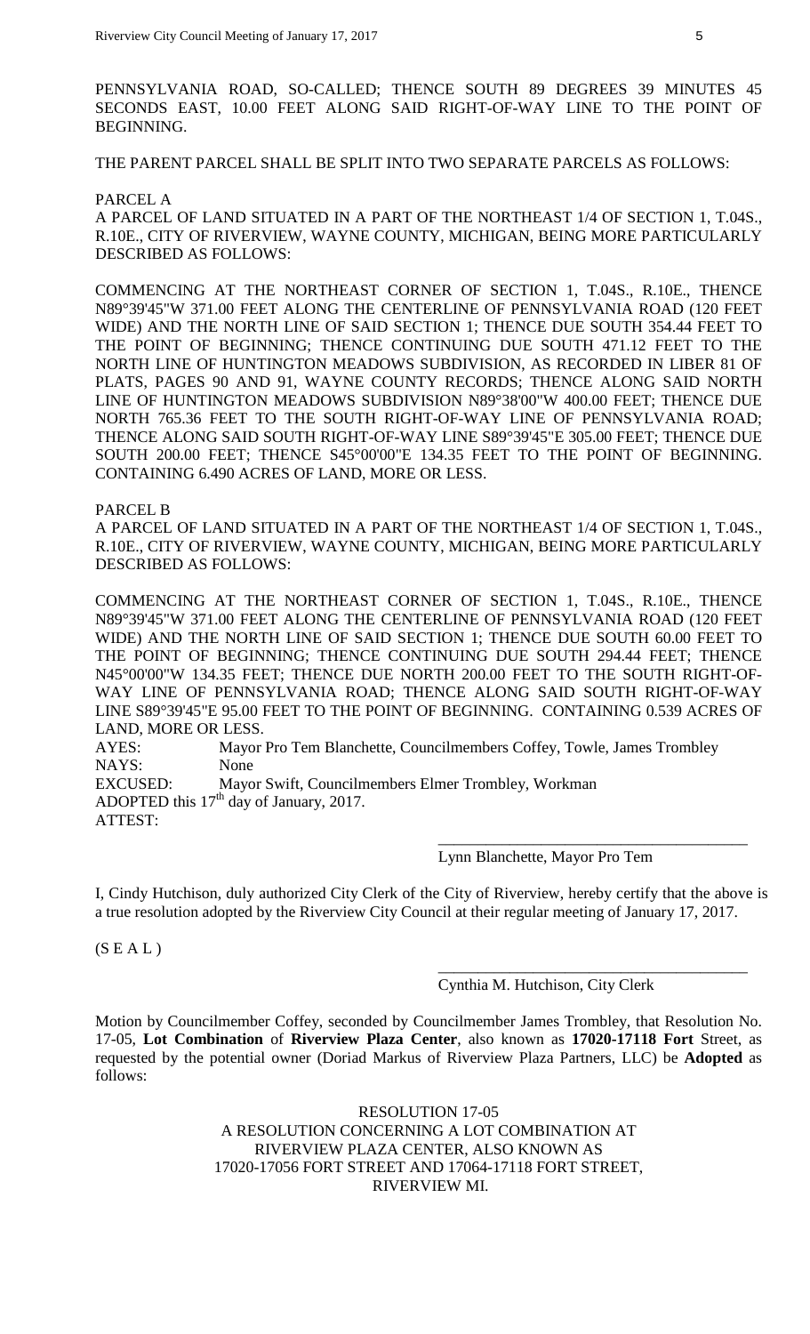PENNSYLVANIA ROAD, SO-CALLED; THENCE SOUTH 89 DEGREES 39 MINUTES 45 SECONDS EAST, 10.00 FEET ALONG SAID RIGHT-OF-WAY LINE TO THE POINT OF BEGINNING.

THE PARENT PARCEL SHALL BE SPLIT INTO TWO SEPARATE PARCELS AS FOLLOWS:

PARCEL A

A PARCEL OF LAND SITUATED IN A PART OF THE NORTHEAST 1/4 OF SECTION 1, T.04S., R.10E., CITY OF RIVERVIEW, WAYNE COUNTY, MICHIGAN, BEING MORE PARTICULARLY DESCRIBED AS FOLLOWS:

COMMENCING AT THE NORTHEAST CORNER OF SECTION 1, T.04S., R.10E., THENCE N89°39'45"W 371.00 FEET ALONG THE CENTERLINE OF PENNSYLVANIA ROAD (120 FEET WIDE) AND THE NORTH LINE OF SAID SECTION 1; THENCE DUE SOUTH 354.44 FEET TO THE POINT OF BEGINNING; THENCE CONTINUING DUE SOUTH 471.12 FEET TO THE NORTH LINE OF HUNTINGTON MEADOWS SUBDIVISION, AS RECORDED IN LIBER 81 OF PLATS, PAGES 90 AND 91, WAYNE COUNTY RECORDS; THENCE ALONG SAID NORTH LINE OF HUNTINGTON MEADOWS SUBDIVISION N89°38'00"W 400.00 FEET; THENCE DUE NORTH 765.36 FEET TO THE SOUTH RIGHT-OF-WAY LINE OF PENNSYLVANIA ROAD; THENCE ALONG SAID SOUTH RIGHT-OF-WAY LINE S89°39'45"E 305.00 FEET; THENCE DUE SOUTH 200.00 FEET; THENCE S45°00'00"E 134.35 FEET TO THE POINT OF BEGINNING. CONTAINING 6.490 ACRES OF LAND, MORE OR LESS.

PARCEL B

A PARCEL OF LAND SITUATED IN A PART OF THE NORTHEAST 1/4 OF SECTION 1, T.04S., R.10E., CITY OF RIVERVIEW, WAYNE COUNTY, MICHIGAN, BEING MORE PARTICULARLY DESCRIBED AS FOLLOWS:

COMMENCING AT THE NORTHEAST CORNER OF SECTION 1, T.04S., R.10E., THENCE N89°39'45"W 371.00 FEET ALONG THE CENTERLINE OF PENNSYLVANIA ROAD (120 FEET WIDE) AND THE NORTH LINE OF SAID SECTION 1; THENCE DUE SOUTH 60.00 FEET TO THE POINT OF BEGINNING; THENCE CONTINUING DUE SOUTH 294.44 FEET; THENCE N45°00'00"W 134.35 FEET; THENCE DUE NORTH 200.00 FEET TO THE SOUTH RIGHT-OF-WAY LINE OF PENNSYLVANIA ROAD; THENCE ALONG SAID SOUTH RIGHT-OF-WAY LINE S89°39'45"E 95.00 FEET TO THE POINT OF BEGINNING. CONTAINING 0.539 ACRES OF LAND, MORE OR LESS.

AYES: Mayor Pro Tem Blanchette, Councilmembers Coffey, Towle, James Trombley
NAYS: None
EXCUSED: Mayor Swift, Councilmembers Elmer Trombley, Workman
ADOPTED this 17th day of January, 2017.
ATTEST:

\_\_\_\_\_\_\_\_\_\_\_\_\_\_\_\_\_\_\_\_\_\_\_\_\_\_\_\_\_\_\_\_\_\_\_\_\_\_\_\_
Lynn Blanchette, Mayor Pro Tem

I, Cindy Hutchison, duly authorized City Clerk of the City of Riverview, hereby certify that the above is a true resolution adopted by the Riverview City Council at their regular meeting of January 17, 2017.

(S E A L )

\_\_\_\_\_\_\_\_\_\_\_\_\_\_\_\_\_\_\_\_\_\_\_\_\_\_\_\_\_\_\_\_\_\_\_\_\_\_\_\_
Cynthia M. Hutchison, City Clerk

Motion by Councilmember Coffey, seconded by Councilmember James Trombley, that Resolution No. 17-05, **Lot Combination** of **Riverview Plaza Center**, also known as **17020-17118 Fort** Street, as requested by the potential owner (Doriad Markus of Riverview Plaza Partners, LLC) be **Adopted** as follows:

RESOLUTION 17-05
A RESOLUTION CONCERNING A LOT COMBINATION AT
RIVERVIEW PLAZA CENTER, ALSO KNOWN AS
17020-17056 FORT STREET AND 17064-17118 FORT STREET,
RIVERVIEW MI.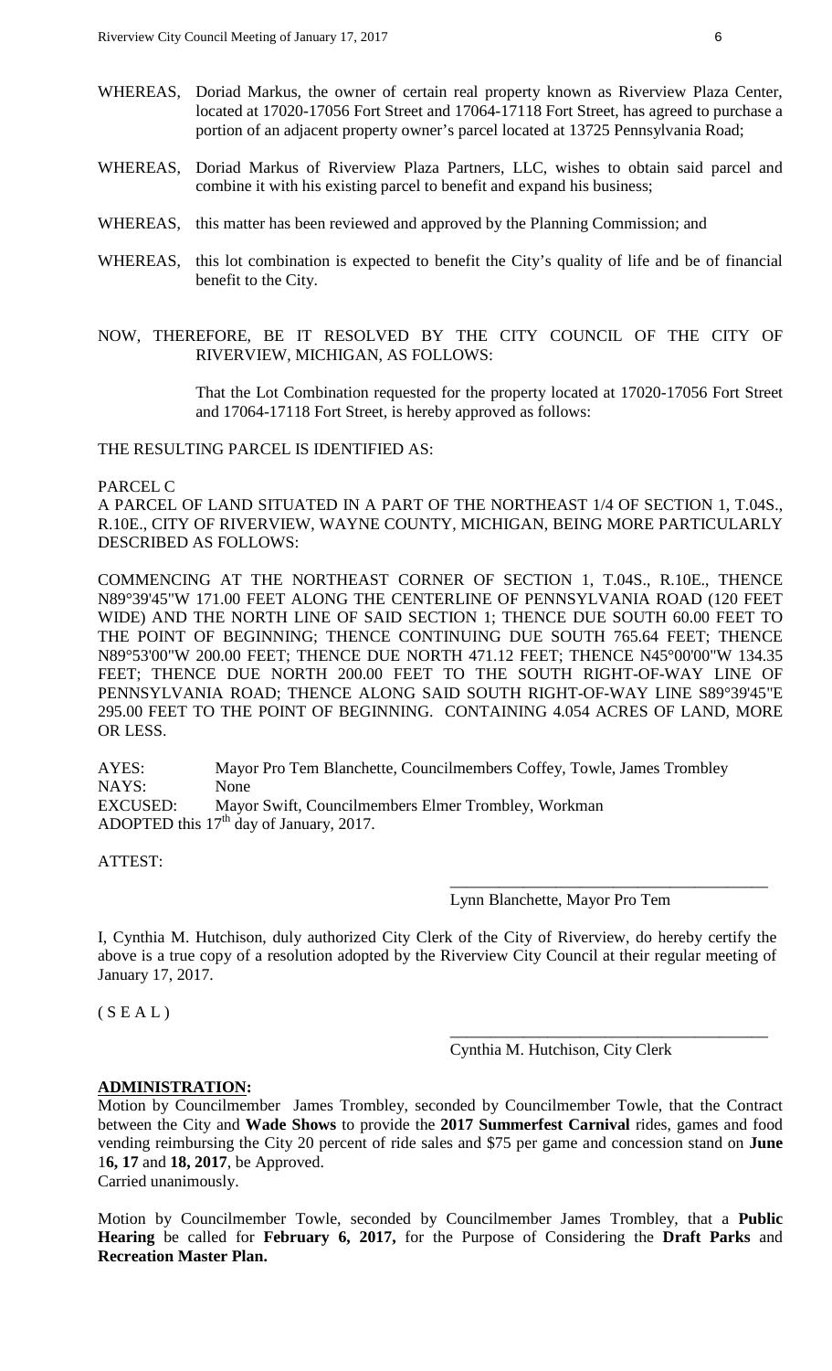WHEREAS, Doriad Markus, the owner of certain real property known as Riverview Plaza Center, located at 17020-17056 Fort Street and 17064-17118 Fort Street, has agreed to purchase a portion of an adjacent property owner's parcel located at 13725 Pennsylvania Road;

WHEREAS, Doriad Markus of Riverview Plaza Partners, LLC, wishes to obtain said parcel and combine it with his existing parcel to benefit and expand his business;

WHEREAS, this matter has been reviewed and approved by the Planning Commission; and

WHEREAS, this lot combination is expected to benefit the City's quality of life and be of financial benefit to the City.

NOW, THEREFORE, BE IT RESOLVED BY THE CITY COUNCIL OF THE CITY OF RIVERVIEW, MICHIGAN, AS FOLLOWS:

That the Lot Combination requested for the property located at 17020-17056 Fort Street and 17064-17118 Fort Street, is hereby approved as follows:

THE RESULTING PARCEL IS IDENTIFIED AS:

PARCEL C
A PARCEL OF LAND SITUATED IN A PART OF THE NORTHEAST 1/4 OF SECTION 1, T.04S., R.10E., CITY OF RIVERVIEW, WAYNE COUNTY, MICHIGAN, BEING MORE PARTICULARLY DESCRIBED AS FOLLOWS:

COMMENCING AT THE NORTHEAST CORNER OF SECTION 1, T.04S., R.10E., THENCE N89°39'45"W 171.00 FEET ALONG THE CENTERLINE OF PENNSYLVANIA ROAD (120 FEET WIDE) AND THE NORTH LINE OF SAID SECTION 1; THENCE DUE SOUTH 60.00 FEET TO THE POINT OF BEGINNING; THENCE CONTINUING DUE SOUTH 765.64 FEET; THENCE N89°53'00"W 200.00 FEET; THENCE DUE NORTH 471.12 FEET; THENCE N45°00'00"W 134.35 FEET; THENCE DUE NORTH 200.00 FEET TO THE SOUTH RIGHT-OF-WAY LINE OF PENNSYLVANIA ROAD; THENCE ALONG SAID SOUTH RIGHT-OF-WAY LINE S89°39'45"E 295.00 FEET TO THE POINT OF BEGINNING. CONTAINING 4.054 ACRES OF LAND, MORE OR LESS.

AYES: Mayor Pro Tem Blanchette, Councilmembers Coffey, Towle, James Trombley
NAYS: None
EXCUSED: Mayor Swift, Councilmembers Elmer Trombley, Workman
ADOPTED this 17th day of January, 2017.

ATTEST:

\_\_\_\_\_\_\_\_\_\_\_\_\_\_\_\_\_\_\_\_\_\_\_\_\_\_\_\_\_\_\_\_\_\_\_\_\_\_\_\_
Lynn Blanchette, Mayor Pro Tem

I, Cynthia M. Hutchison, duly authorized City Clerk of the City of Riverview, do hereby certify the above is a true copy of a resolution adopted by the Riverview City Council at their regular meeting of January 17, 2017.

( S E A L )

\_\_\_\_\_\_\_\_\_\_\_\_\_\_\_\_\_\_\_\_\_\_\_\_\_\_\_\_\_\_\_\_\_\_\_\_\_\_\_\_
Cynthia M. Hutchison, City Clerk

**ADMINISTRATION:**

Motion by Councilmember James Trombley, seconded by Councilmember Towle, that the Contract between the City and **Wade Shows** to provide the **2017 Summerfest Carnival** rides, games and food vending reimbursing the City 20 percent of ride sales and $75 per game and concession stand on **June 16, 17** and **18, 2017**, be Approved.
Carried unanimously.

Motion by Councilmember Towle, seconded by Councilmember James Trombley, that a **Public Hearing** be called for **February 6, 2017,** for the Purpose of Considering the **Draft Parks** and **Recreation Master Plan.**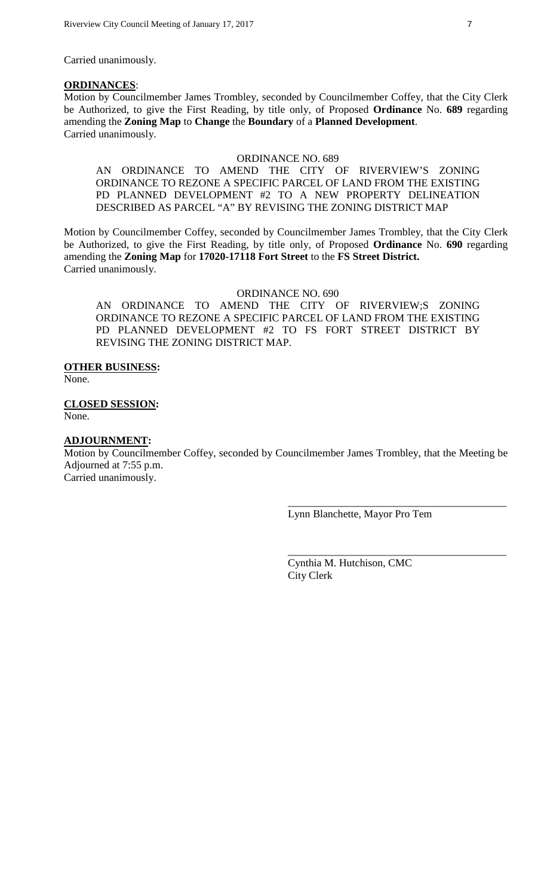Carried unanimously.

**ORDINANCES**:

Motion by Councilmember James Trombley, seconded by Councilmember Coffey, that the City Clerk be Authorized, to give the First Reading, by title only, of Proposed **Ordinance** No. **689** regarding amending the **Zoning Map** to **Change** the **Boundary** of a **Planned Development**.
Carried unanimously.

ORDINANCE NO. 689

AN ORDINANCE TO AMEND THE CITY OF RIVERVIEW'S ZONING ORDINANCE TO REZONE A SPECIFIC PARCEL OF LAND FROM THE EXISTING PD PLANNED DEVELOPMENT #2 TO A NEW PROPERTY DELINEATION DESCRIBED AS PARCEL "A" BY REVISING THE ZONING DISTRICT MAP

Motion by Councilmember Coffey, seconded by Councilmember James Trombley, that the City Clerk be Authorized, to give the First Reading, by title only, of Proposed **Ordinance** No. **690** regarding amending the **Zoning Map** for **17020-17118 Fort Street** to the **FS Street District.**
Carried unanimously.

ORDINANCE NO. 690

AN ORDINANCE TO AMEND THE CITY OF RIVERVIEW;S ZONING ORDINANCE TO REZONE A SPECIFIC PARCEL OF LAND FROM THE EXISTING PD PLANNED DEVELOPMENT #2 TO FS FORT STREET DISTRICT BY REVISING THE ZONING DISTRICT MAP.

**OTHER BUSINESS:**

None.

**CLOSED SESSION:**

None.

**ADJOURNMENT:**

Motion by Councilmember Coffey, seconded by Councilmember James Trombley, that the Meeting be Adjourned at 7:55 p.m.
Carried unanimously.

\_\_\_\_\_\_\_\_\_\_\_\_\_\_\_\_\_\_\_\_\_\_\_\_\_\_\_\_\_\_\_\_\_\_\_\_\_\_\_\_
Lynn Blanchette, Mayor Pro Tem

\_\_\_\_\_\_\_\_\_\_\_\_\_\_\_\_\_\_\_\_\_\_\_\_\_\_\_\_\_\_\_\_\_\_\_\_\_\_\_\_
Cynthia M. Hutchison, CMC
City Clerk